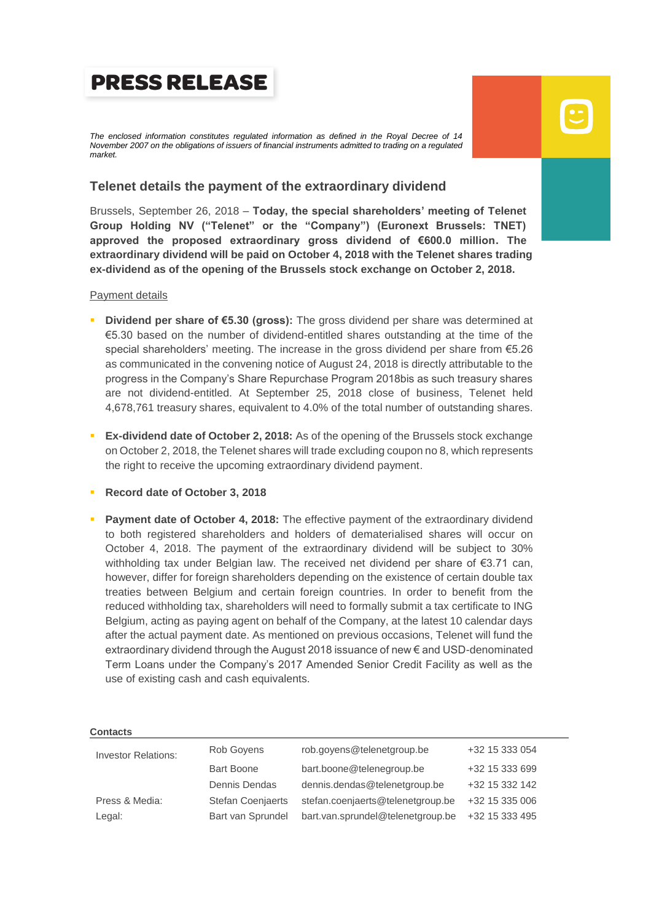# PRESS RELEASE

*The enclosed information constitutes regulated information as defined in the Royal Decree of 14 November 2007 on the obligations of issuers of financial instruments admitted to trading on a regulated market.*

## Telenet details the payment of the extraordinary dividend

Brussels, September 26, 2018 – **Today, the special shareholders' meeting of Telenet Group Holding NV ("Telenet" or the "Company") (Euronext Brussels: TNET) approved the proposed extraordinary gross dividend of €600.0 million. The extraordinary dividend will be paid on October 4, 2018 with the Telenet shares trading ex-dividend as of the opening of the Brussels stock exchange on October 2, 2018.**

Payment details

- **Dividend per share of €5.30 (gross):** The gross dividend per share was determined at €5.30 based on the number of dividend-entitled shares outstanding at the time of the special shareholders' meeting. The increase in the gross dividend per share from €5.26 as communicated in the convening notice of August 24, 2018 is directly attributable to the progress in the Company's Share Repurchase Program 2018bis as such treasury shares are not dividend-entitled. At September 25, 2018 close of business, Telenet held 4,678,761 treasury shares, equivalent to 4.0% of the total number of outstanding shares.

- **Ex-dividend date of October 2, 2018:** As of the opening of the Brussels stock exchange on October 2, 2018, the Telenet shares will trade excluding coupon no 8, which represents the right to receive the upcoming extraordinary dividend payment.

- **Record date of October 3, 2018**

- **Payment date of October 4, 2018:** The effective payment of the extraordinary dividend to both registered shareholders and holders of dematerialised shares will occur on October 4, 2018. The payment of the extraordinary dividend will be subject to 30% withholding tax under Belgian law. The received net dividend per share of €3.71 can, however, differ for foreign shareholders depending on the existence of certain double tax treaties between Belgium and certain foreign countries. In order to benefit from the reduced withholding tax, shareholders will need to formally submit a tax certificate to ING Belgium, acting as paying agent on behalf of the Company, at the latest 10 calendar days after the actual payment date. As mentioned on previous occasions, Telenet will fund the extraordinary dividend through the August 2018 issuance of new € and USD-denominated Term Loans under the Company's 2017 Amended Senior Credit Facility as well as the use of existing cash and cash equivalents.

**Contacts**

| | | | |
|---|---|---|---|
| Investor Relations: | Rob Goyens | rob.goyens@telenetgroup.be | +32 15 333 054 |
| | Bart Boone | bart.boone@telenegroup.be | +32 15 333 699 |
| | Dennis Dendas | dennis.dendas@telenetgroup.be | +32 15 332 142 |
| Press & Media: | Stefan Coenjaerts | stefan.coenjaerts@telenetgroup.be | +32 15 335 006 |
| Legal: | Bart van Sprundel | bart.van.sprundel@telenetgroup.be | +32 15 333 495 |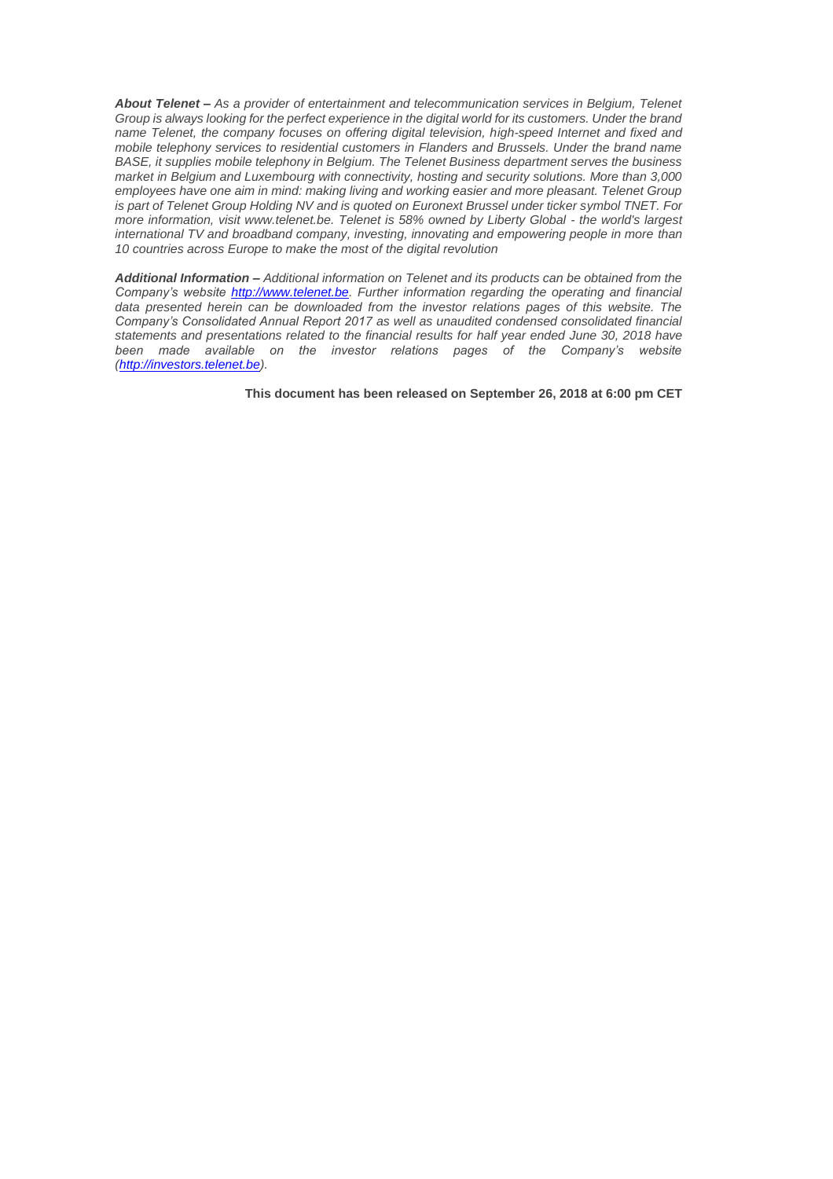***About Telenet –*** *As a provider of entertainment and telecommunication services in Belgium, Telenet Group is always looking for the perfect experience in the digital world for its customers. Under the brand name Telenet, the company focuses on offering digital television, high-speed Internet and fixed and mobile telephony services to residential customers in Flanders and Brussels. Under the brand name BASE, it supplies mobile telephony in Belgium. The Telenet Business department serves the business market in Belgium and Luxembourg with connectivity, hosting and security solutions. More than 3,000 employees have one aim in mind: making living and working easier and more pleasant. Telenet Group is part of Telenet Group Holding NV and is quoted on Euronext Brussel under ticker symbol TNET. For more information, visit www.telenet.be. Telenet is 58% owned by Liberty Global - the world's largest international TV and broadband company, investing, innovating and empowering people in more than 10 countries across Europe to make the most of the digital revolution*

***Additional Information –*** *Additional information on Telenet and its products can be obtained from the Company's website [http://www.telenet.be](http://www.telenet.be). Further information regarding the operating and financial data presented herein can be downloaded from the investor relations pages of this website. The Company's Consolidated Annual Report 2017 as well as unaudited condensed consolidated financial statements and presentations related to the financial results for half year ended June 30, 2018 have been made available on the investor relations pages of the Company's website ([http://investors.telenet.be](http://investors.telenet.be)).*

**This document has been released on September 26, 2018 at 6:00 pm CET**